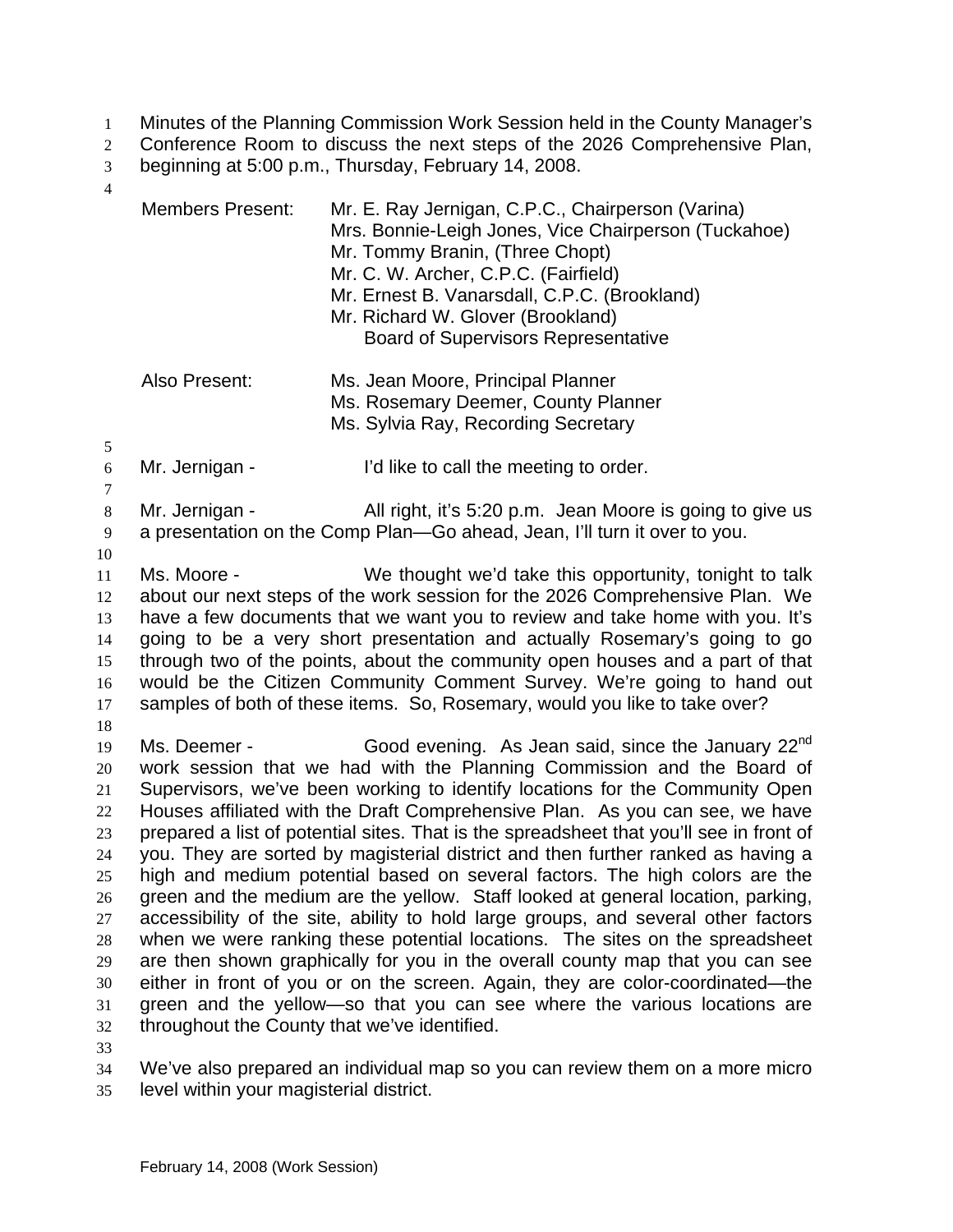Minutes of the Planning Commission Work Session held in the County Manager's Conference Room to discuss the next steps of the 2026 Comprehensive Plan, beginning at 5:00 p.m., Thursday, February 14, 2008.

| | |
|---|---|
| Members Present: | Mr. E. Ray Jernigan, C.P.C., Chairperson (Varina) |
| | Mrs. Bonnie-Leigh Jones, Vice Chairperson (Tuckahoe) |
| | Mr. Tommy Branin, (Three Chopt) |
| | Mr. C. W. Archer, C.P.C. (Fairfield) |
| | Mr. Ernest B. Vanarsdall, C.P.C. (Brookland) |
| | Mr. Richard W. Glover (Brookland) Board of Supervisors Representative |
| Also Present: | Ms. Jean Moore, Principal Planner |
| | Ms. Rosemary Deemer, County Planner |
| | Ms. Sylvia Ray, Recording Secretary |

Mr. Jernigan - I'd like to call the meeting to order.

Mr. Jernigan - All right, it's 5:20 p.m. Jean Moore is going to give us a presentation on the Comp Plan—Go ahead, Jean, I'll turn it over to you.

Ms. Moore - We thought we'd take this opportunity, tonight to talk about our next steps of the work session for the 2026 Comprehensive Plan. We have a few documents that we want you to review and take home with you. It's going to be a very short presentation and actually Rosemary's going to go through two of the points, about the community open houses and a part of that would be the Citizen Community Comment Survey. We're going to hand out samples of both of these items. So, Rosemary, would you like to take over?

Ms. Deemer - Good evening. As Jean said, since the January 22nd work session that we had with the Planning Commission and the Board of Supervisors, we've been working to identify locations for the Community Open Houses affiliated with the Draft Comprehensive Plan. As you can see, we have prepared a list of potential sites. That is the spreadsheet that you'll see in front of you. They are sorted by magisterial district and then further ranked as having a high and medium potential based on several factors. The high colors are the green and the medium are the yellow. Staff looked at general location, parking, accessibility of the site, ability to hold large groups, and several other factors when we were ranking these potential locations. The sites on the spreadsheet are then shown graphically for you in the overall county map that you can see either in front of you or on the screen. Again, they are color-coordinated—the green and the yellow—so that you can see where the various locations are throughout the County that we've identified.

We've also prepared an individual map so you can review them on a more micro level within your magisterial district.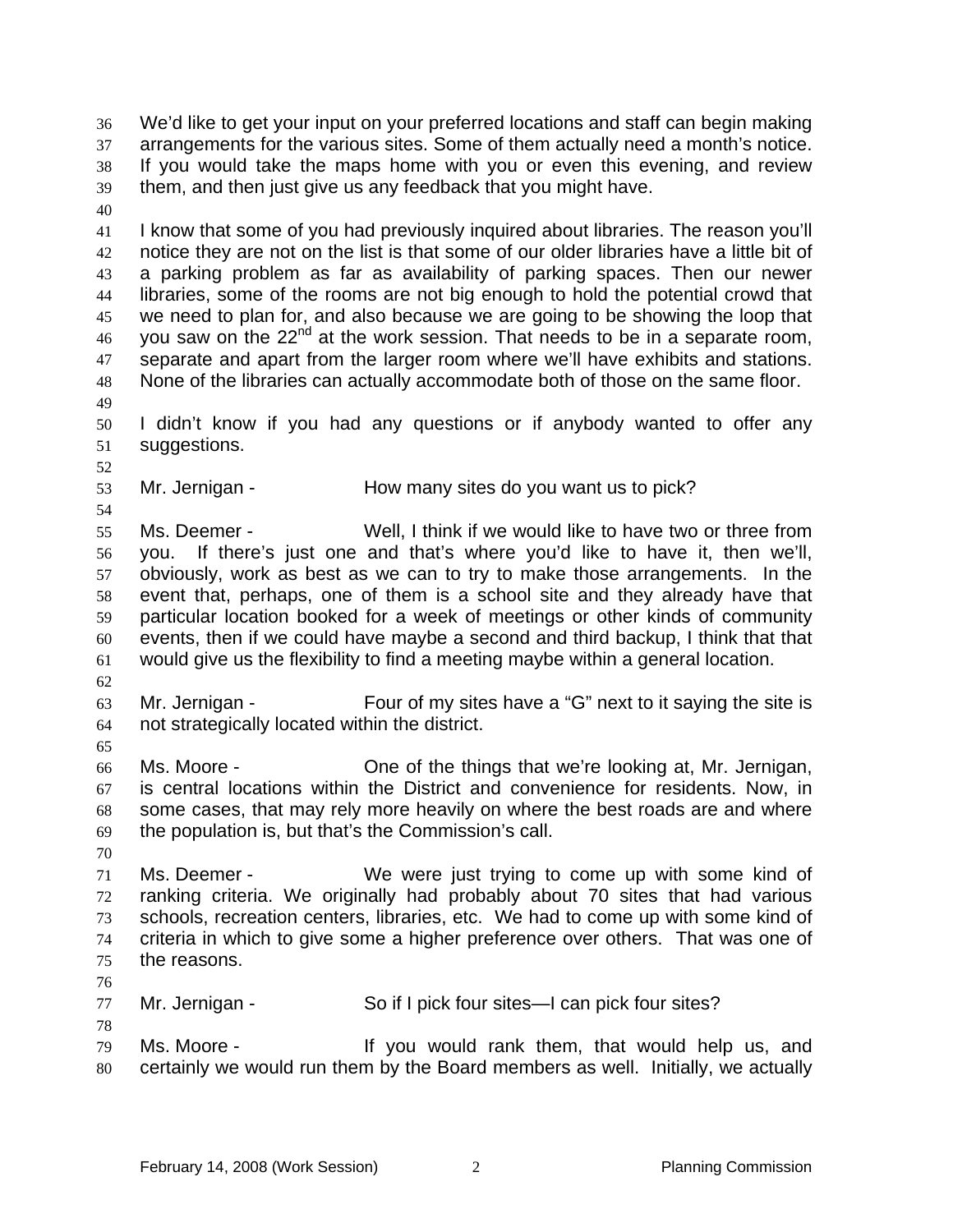We'd like to get your input on your preferred locations and staff can begin making arrangements for the various sites. Some of them actually need a month's notice. If you would take the maps home with you or even this evening, and review them, and then just give us any feedback that you might have.

I know that some of you had previously inquired about libraries. The reason you'll notice they are not on the list is that some of our older libraries have a little bit of a parking problem as far as availability of parking spaces. Then our newer libraries, some of the rooms are not big enough to hold the potential crowd that we need to plan for, and also because we are going to be showing the loop that you saw on the 22nd at the work session. That needs to be in a separate room, separate and apart from the larger room where we'll have exhibits and stations. None of the libraries can actually accommodate both of those on the same floor.

I didn't know if you had any questions or if anybody wanted to offer any suggestions.

Mr. Jernigan - How many sites do you want us to pick?

Ms. Deemer - Well, I think if we would like to have two or three from you. If there's just one and that's where you'd like to have it, then we'll, obviously, work as best as we can to try to make those arrangements. In the event that, perhaps, one of them is a school site and they already have that particular location booked for a week of meetings or other kinds of community events, then if we could have maybe a second and third backup, I think that that would give us the flexibility to find a meeting maybe within a general location.

Mr. Jernigan - Four of my sites have a "G" next to it saying the site is not strategically located within the district.

Ms. Moore - One of the things that we're looking at, Mr. Jernigan, is central locations within the District and convenience for residents. Now, in some cases, that may rely more heavily on where the best roads are and where the population is, but that's the Commission's call.

Ms. Deemer - We were just trying to come up with some kind of ranking criteria. We originally had probably about 70 sites that had various schools, recreation centers, libraries, etc. We had to come up with some kind of criteria in which to give some a higher preference over others. That was one of the reasons.

Mr. Jernigan - So if I pick four sites—I can pick four sites?

Ms. Moore - If you would rank them, that would help us, and certainly we would run them by the Board members as well. Initially, we actually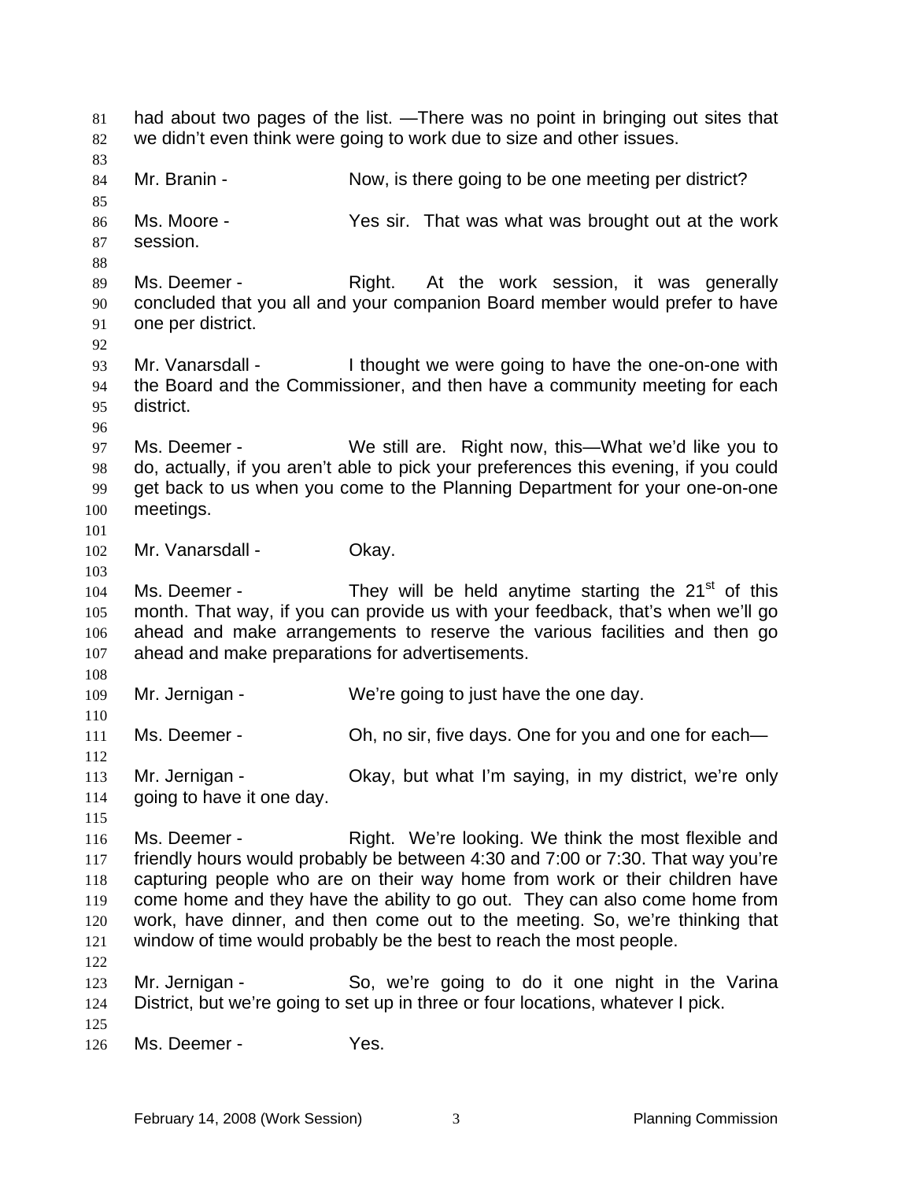had about two pages of the list. —There was no point in bringing out sites that we didn't even think were going to work due to size and other issues.

Mr. Branin - Now, is there going to be one meeting per district?

Ms. Moore - Yes sir. That was what was brought out at the work session.

Ms. Deemer - Right. At the work session, it was generally concluded that you all and your companion Board member would prefer to have one per district.

Mr. Vanarsdall - I thought we were going to have the one-on-one with the Board and the Commissioner, and then have a community meeting for each district.

Ms. Deemer - We still are. Right now, this—What we'd like you to do, actually, if you aren't able to pick your preferences this evening, if you could get back to us when you come to the Planning Department for your one-on-one meetings.

Mr. Vanarsdall - Okay.

Ms. Deemer - They will be held anytime starting the 21st of this month. That way, if you can provide us with your feedback, that's when we'll go ahead and make arrangements to reserve the various facilities and then go ahead and make preparations for advertisements.

Mr. Jernigan - We're going to just have the one day.

Ms. Deemer - Oh, no sir, five days. One for you and one for each—

Mr. Jernigan - Okay, but what I'm saying, in my district, we're only going to have it one day.

Ms. Deemer - Right. We're looking. We think the most flexible and friendly hours would probably be between 4:30 and 7:00 or 7:30. That way you're capturing people who are on their way home from work or their children have come home and they have the ability to go out. They can also come home from work, have dinner, and then come out to the meeting. So, we're thinking that window of time would probably be the best to reach the most people.

Mr. Jernigan - So, we're going to do it one night in the Varina District, but we're going to set up in three or four locations, whatever I pick.

Ms. Deemer - Yes.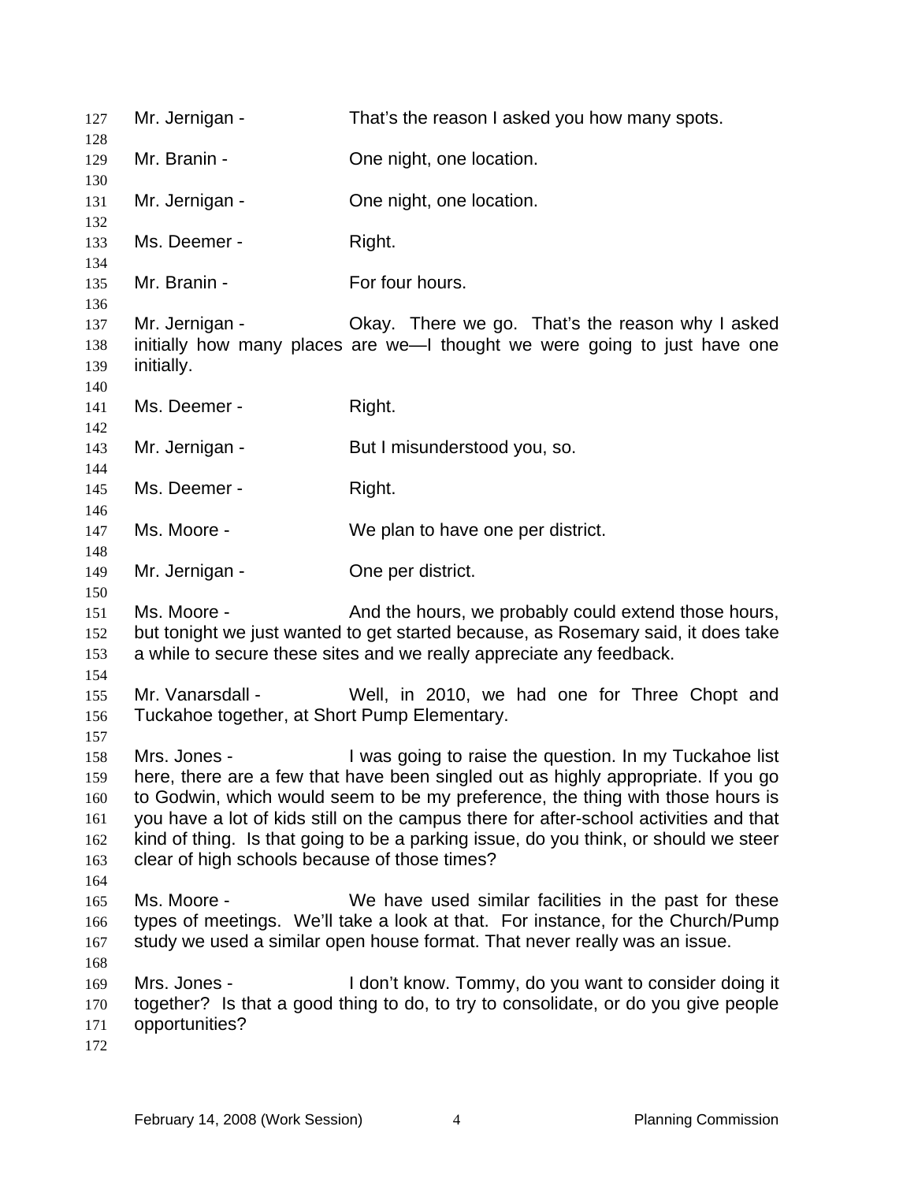Mr. Jernigan - That's the reason I asked you how many spots.

Mr. Branin - One night, one location.

Mr. Jernigan - One night, one location.

Ms. Deemer - Right.

Mr. Branin - For four hours.

Mr. Jernigan - Okay. There we go. That's the reason why I asked initially how many places are we—I thought we were going to just have one initially.

Ms. Deemer - Right.

Mr. Jernigan - But I misunderstood you, so.

Ms. Deemer - Right.

Ms. Moore - We plan to have one per district.

Mr. Jernigan - One per district.

Ms. Moore - And the hours, we probably could extend those hours, but tonight we just wanted to get started because, as Rosemary said, it does take a while to secure these sites and we really appreciate any feedback.

Mr. Vanarsdall - Well, in 2010, we had one for Three Chopt and Tuckahoe together, at Short Pump Elementary.

Mrs. Jones - I was going to raise the question. In my Tuckahoe list here, there are a few that have been singled out as highly appropriate. If you go to Godwin, which would seem to be my preference, the thing with those hours is you have a lot of kids still on the campus there for after-school activities and that kind of thing. Is that going to be a parking issue, do you think, or should we steer clear of high schools because of those times?

Ms. Moore - We have used similar facilities in the past for these types of meetings. We'll take a look at that. For instance, for the Church/Pump study we used a similar open house format. That never really was an issue.

Mrs. Jones - I don't know. Tommy, do you want to consider doing it together? Is that a good thing to do, to try to consolidate, or do you give people opportunities?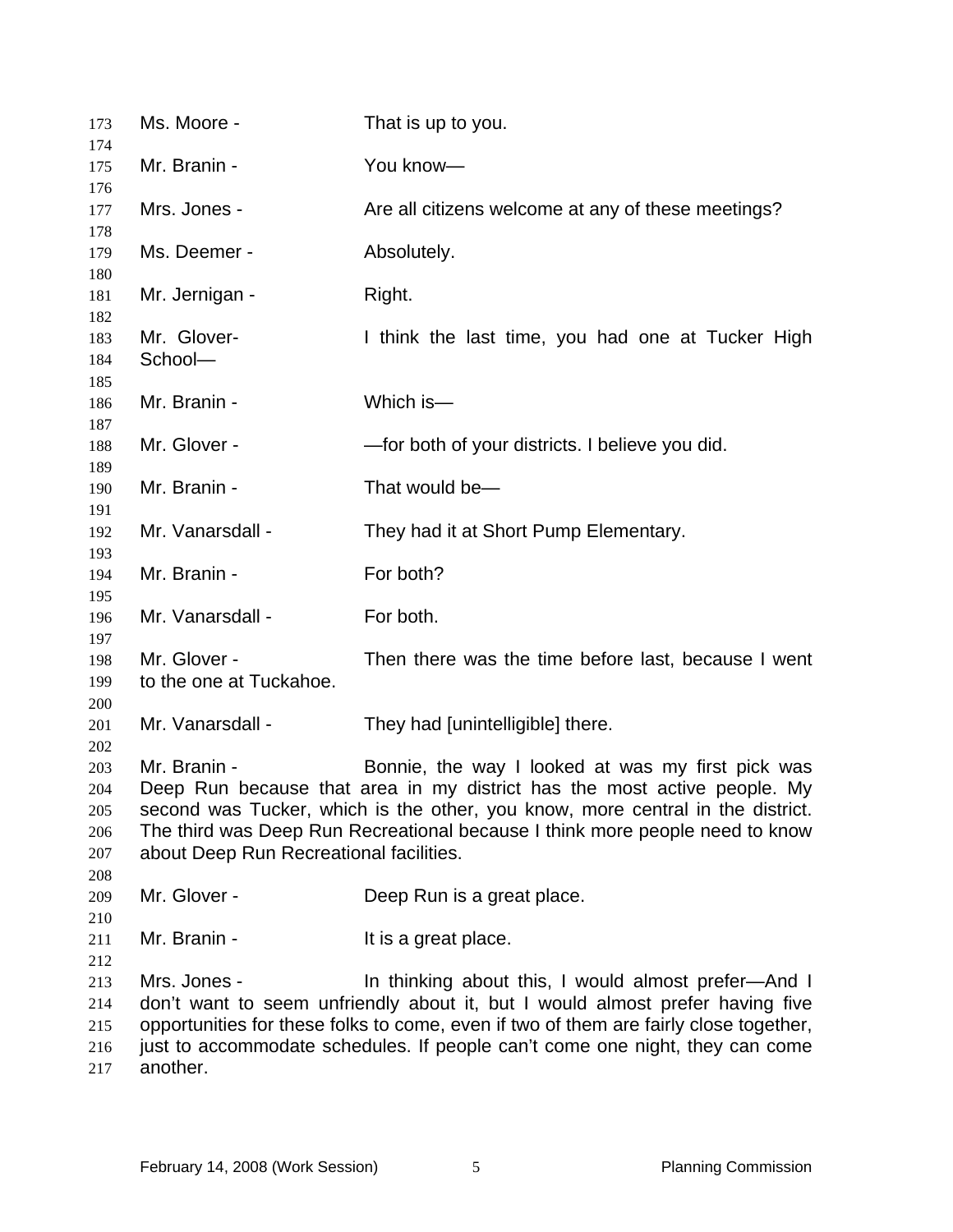Ms. Moore - That is up to you.

Mr. Branin - You know—

Mrs. Jones - Are all citizens welcome at any of these meetings?

Ms. Deemer - Absolutely.

Mr. Jernigan - Right.

Mr. Glover- I think the last time, you had one at Tucker High School—

Mr. Branin - Which is—

Mr. Glover - —for both of your districts. I believe you did.

Mr. Branin - That would be—

Mr. Vanarsdall - They had it at Short Pump Elementary.

Mr. Branin - For both?

Mr. Vanarsdall - For both.

Mr. Glover - Then there was the time before last, because I went to the one at Tuckahoe.

Mr. Vanarsdall - They had [unintelligible] there.

Mr. Branin - Bonnie, the way I looked at was my first pick was Deep Run because that area in my district has the most active people. My second was Tucker, which is the other, you know, more central in the district. The third was Deep Run Recreational because I think more people need to know about Deep Run Recreational facilities.

Mr. Glover - Deep Run is a great place.

Mr. Branin - It is a great place.

Mrs. Jones - In thinking about this, I would almost prefer—And I don't want to seem unfriendly about it, but I would almost prefer having five opportunities for these folks to come, even if two of them are fairly close together, just to accommodate schedules. If people can't come one night, they can come another.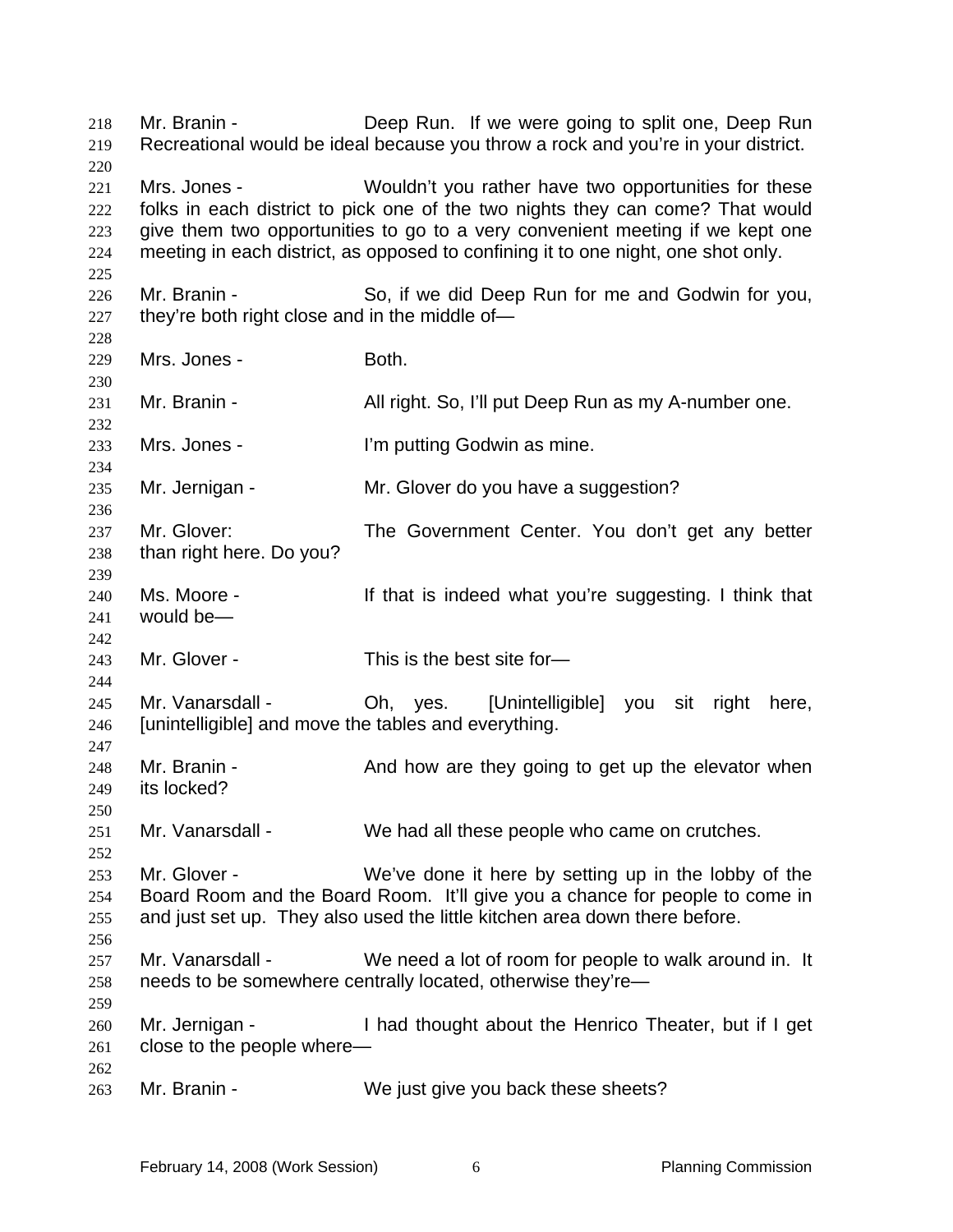Mr. Branin - Deep Run. If we were going to split one, Deep Run Recreational would be ideal because you throw a rock and you're in your district.

Mrs. Jones - Wouldn't you rather have two opportunities for these folks in each district to pick one of the two nights they can come? That would give them two opportunities to go to a very convenient meeting if we kept one meeting in each district, as opposed to confining it to one night, one shot only.

Mr. Branin - So, if we did Deep Run for me and Godwin for you, they're both right close and in the middle of—

Mrs. Jones - Both.

Mr. Branin - All right. So, I'll put Deep Run as my A-number one.

Mrs. Jones - I'm putting Godwin as mine.

Mr. Jernigan - Mr. Glover do you have a suggestion?

Mr. Glover: The Government Center. You don't get any better than right here. Do you?

Ms. Moore - If that is indeed what you're suggesting. I think that would be—

Mr. Glover - This is the best site for—

Mr. Vanarsdall - Oh, yes. [Unintelligible] you sit right here, [unintelligible] and move the tables and everything.

Mr. Branin - And how are they going to get up the elevator when its locked?

Mr. Vanarsdall - We had all these people who came on crutches.

Mr. Glover - We've done it here by setting up in the lobby of the Board Room and the Board Room. It'll give you a chance for people to come in and just set up. They also used the little kitchen area down there before.

Mr. Vanarsdall - We need a lot of room for people to walk around in. It needs to be somewhere centrally located, otherwise they're—

Mr. Jernigan - I had thought about the Henrico Theater, but if I get close to the people where—

Mr. Branin - We just give you back these sheets?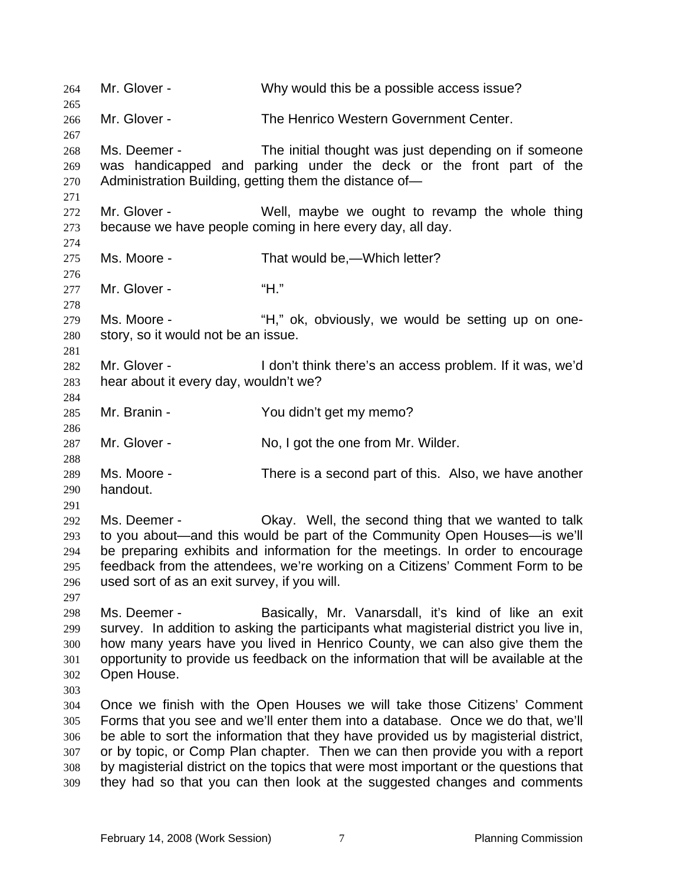Mr. Glover - Why would this be a possible access issue?

Mr. Glover - The Henrico Western Government Center.

Ms. Deemer - The initial thought was just depending on if someone was handicapped and parking under the deck or the front part of the Administration Building, getting them the distance of—

Mr. Glover - Well, maybe we ought to revamp the whole thing because we have people coming in here every day, all day.

Ms. Moore - That would be,—Which letter?

Mr. Glover - "H."

Ms. Moore - "H," ok, obviously, we would be setting up on one-story, so it would not be an issue.

Mr. Glover - I don't think there's an access problem. If it was, we'd hear about it every day, wouldn't we?

Mr. Branin - You didn't get my memo?

Mr. Glover - No, I got the one from Mr. Wilder.

Ms. Moore - There is a second part of this. Also, we have another handout.

Ms. Deemer - Okay. Well, the second thing that we wanted to talk to you about—and this would be part of the Community Open Houses—is we'll be preparing exhibits and information for the meetings. In order to encourage feedback from the attendees, we're working on a Citizens' Comment Form to be used sort of as an exit survey, if you will.

Ms. Deemer - Basically, Mr. Vanarsdall, it's kind of like an exit survey. In addition to asking the participants what magisterial district you live in, how many years have you lived in Henrico County, we can also give them the opportunity to provide us feedback on the information that will be available at the Open House.

Once we finish with the Open Houses we will take those Citizens' Comment Forms that you see and we'll enter them into a database. Once we do that, we'll be able to sort the information that they have provided us by magisterial district, or by topic, or Comp Plan chapter. Then we can then provide you with a report by magisterial district on the topics that were most important or the questions that they had so that you can then look at the suggested changes and comments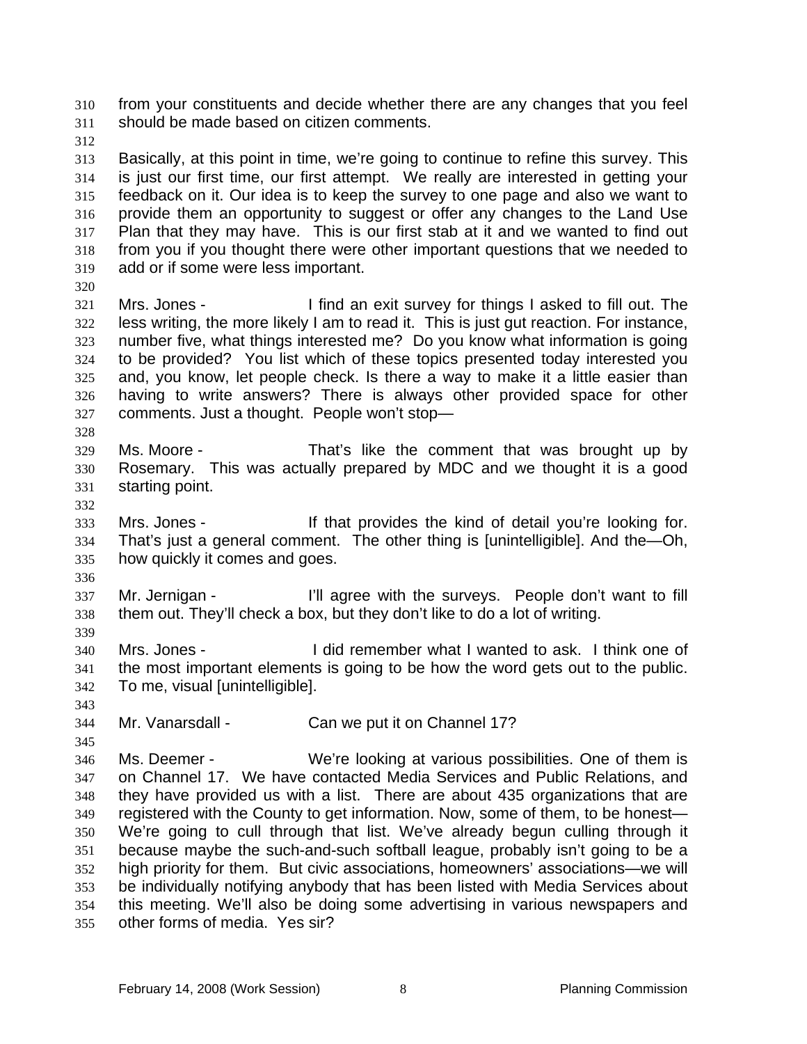from your constituents and decide whether there are any changes that you feel should be made based on citizen comments.

Basically, at this point in time, we're going to continue to refine this survey. This is just our first time, our first attempt. We really are interested in getting your feedback on it. Our idea is to keep the survey to one page and also we want to provide them an opportunity to suggest or offer any changes to the Land Use Plan that they may have. This is our first stab at it and we wanted to find out from you if you thought there were other important questions that we needed to add or if some were less important.

Mrs. Jones - I find an exit survey for things I asked to fill out. The less writing, the more likely I am to read it. This is just gut reaction. For instance, number five, what things interested me? Do you know what information is going to be provided? You list which of these topics presented today interested you and, you know, let people check. Is there a way to make it a little easier than having to write answers? There is always other provided space for other comments. Just a thought. People won't stop—

Ms. Moore - That's like the comment that was brought up by Rosemary. This was actually prepared by MDC and we thought it is a good starting point.

Mrs. Jones - If that provides the kind of detail you're looking for. That's just a general comment. The other thing is [unintelligible]. And the—Oh, how quickly it comes and goes.

Mr. Jernigan - I'll agree with the surveys. People don't want to fill them out. They'll check a box, but they don't like to do a lot of writing.

Mrs. Jones - I did remember what I wanted to ask. I think one of the most important elements is going to be how the word gets out to the public. To me, visual [unintelligible].

Mr. Vanarsdall - Can we put it on Channel 17?

Ms. Deemer - We're looking at various possibilities. One of them is on Channel 17. We have contacted Media Services and Public Relations, and they have provided us with a list. There are about 435 organizations that are registered with the County to get information. Now, some of them, to be honest— We're going to cull through that list. We've already begun culling through it because maybe the such-and-such softball league, probably isn't going to be a high priority for them. But civic associations, homeowners' associations—we will be individually notifying anybody that has been listed with Media Services about this meeting. We'll also be doing some advertising in various newspapers and other forms of media. Yes sir?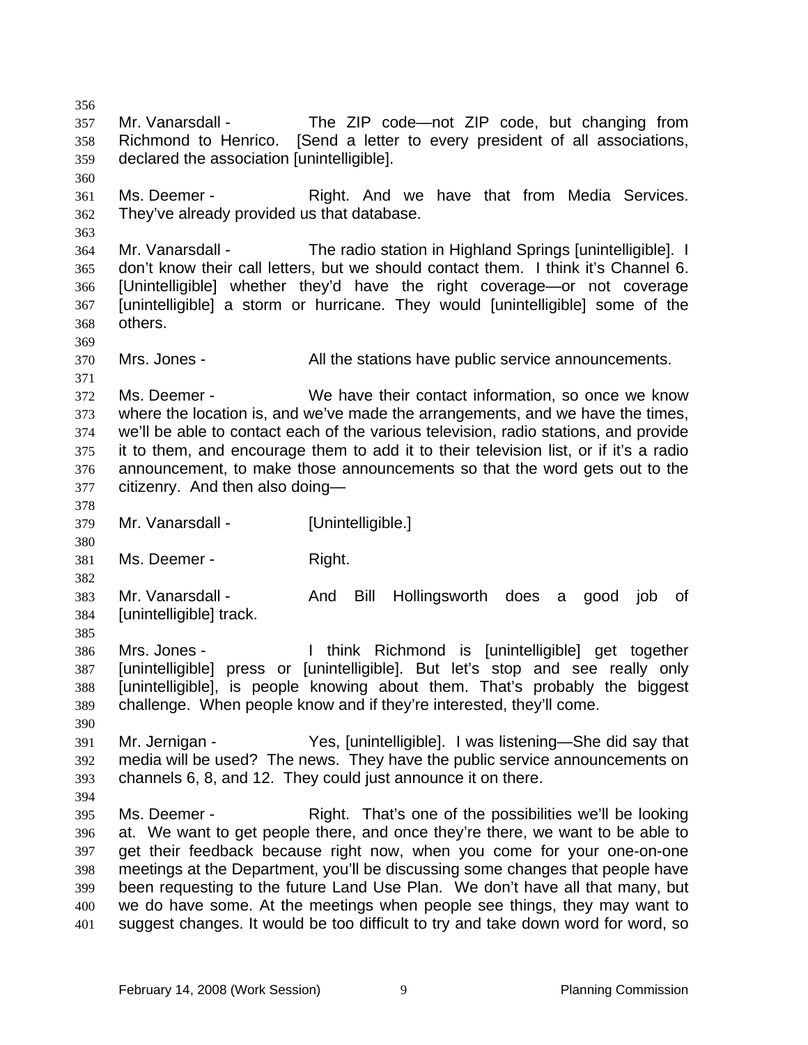Mr. Vanarsdall - The ZIP code—not ZIP code, but changing from Richmond to Henrico. [Send a letter to every president of all associations, declared the association [unintelligible].

Ms. Deemer - Right. And we have that from Media Services. They've already provided us that database.

Mr. Vanarsdall - The radio station in Highland Springs [unintelligible]. I don't know their call letters, but we should contact them. I think it's Channel 6. [Unintelligible] whether they'd have the right coverage—or not coverage [unintelligible] a storm or hurricane. They would [unintelligible] some of the others.

Mrs. Jones - All the stations have public service announcements.

Ms. Deemer - We have their contact information, so once we know where the location is, and we've made the arrangements, and we have the times, we'll be able to contact each of the various television, radio stations, and provide it to them, and encourage them to add it to their television list, or if it's a radio announcement, to make those announcements so that the word gets out to the citizenry. And then also doing—

Mr. Vanarsdall - [Unintelligible.]

Ms. Deemer - Right.

Mr. Vanarsdall - And Bill Hollingsworth does a good job of [unintelligible] track.

Mrs. Jones - I think Richmond is [unintelligible] get together [unintelligible] press or [unintelligible]. But let's stop and see really only [unintelligible], is people knowing about them. That's probably the biggest challenge. When people know and if they're interested, they'll come.

Mr. Jernigan - Yes, [unintelligible]. I was listening—She did say that media will be used? The news. They have the public service announcements on channels 6, 8, and 12. They could just announce it on there.

Ms. Deemer - Right. That's one of the possibilities we'll be looking at. We want to get people there, and once they're there, we want to be able to get their feedback because right now, when you come for your one-on-one meetings at the Department, you'll be discussing some changes that people have been requesting to the future Land Use Plan. We don't have all that many, but we do have some. At the meetings when people see things, they may want to suggest changes. It would be too difficult to try and take down word for word, so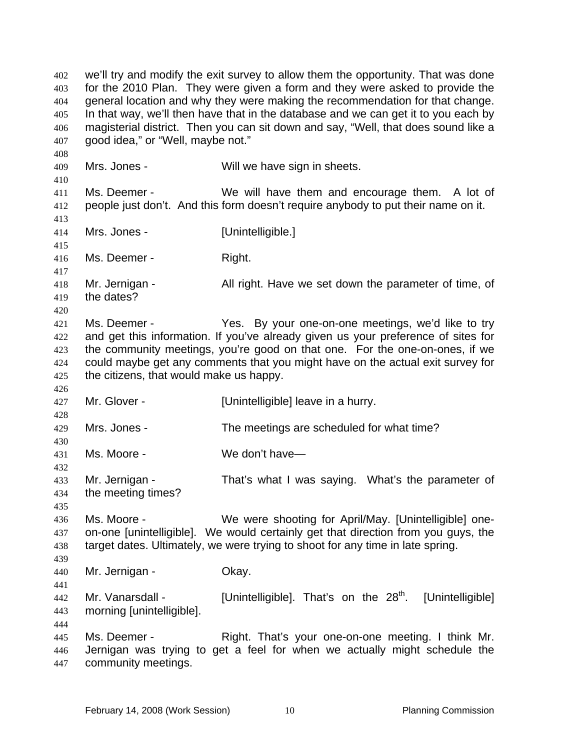we'll try and modify the exit survey to allow them the opportunity. That was done for the 2010 Plan. They were given a form and they were asked to provide the general location and why they were making the recommendation for that change. In that way, we'll then have that in the database and we can get it to you each by magisterial district. Then you can sit down and say, "Well, that does sound like a good idea," or "Well, maybe not."

Mrs. Jones - Will we have sign in sheets.

Ms. Deemer - We will have them and encourage them. A lot of people just don't. And this form doesn't require anybody to put their name on it.

Mrs. Jones - [Unintelligible.]

Ms. Deemer - Right.

Mr. Jernigan - All right. Have we set down the parameter of time, of the dates?

Ms. Deemer - Yes. By your one-on-one meetings, we'd like to try and get this information. If you've already given us your preference of sites for the community meetings, you're good on that one. For the one-on-ones, if we could maybe get any comments that you might have on the actual exit survey for the citizens, that would make us happy.

Mr. Glover - [Unintelligible] leave in a hurry.

Mrs. Jones - The meetings are scheduled for what time?

Ms. Moore - We don't have—

Mr. Jernigan - That's what I was saying. What's the parameter of the meeting times?

Ms. Moore - We were shooting for April/May. [Unintelligible] one-on-one [unintelligible]. We would certainly get that direction from you guys, the target dates. Ultimately, we were trying to shoot for any time in late spring.

Mr. Jernigan - Okay.

Mr. Vanarsdall - [Unintelligible]. That's on the 28th. [Unintelligible] morning [unintelligible].

Ms. Deemer - Right. That's your one-on-one meeting. I think Mr. Jernigan was trying to get a feel for when we actually might schedule the community meetings.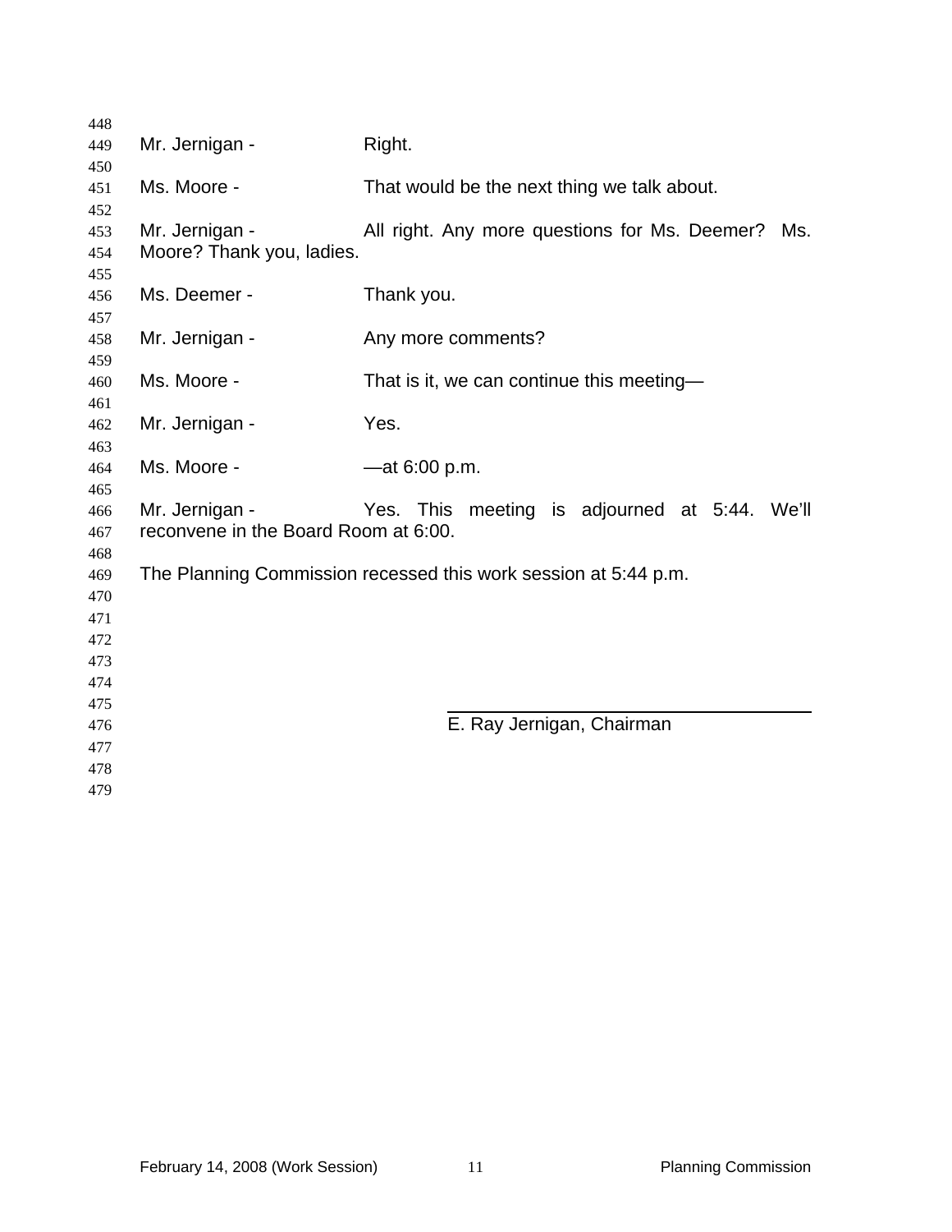Mr. Jernigan - Right.

Ms. Moore - That would be the next thing we talk about.

Mr. Jernigan - All right. Any more questions for Ms. Deemer? Ms. Moore? Thank you, ladies.

Ms. Deemer - Thank you.

Mr. Jernigan - Any more comments?

Ms. Moore - That is it, we can continue this meeting—

Mr. Jernigan - Yes.

Ms. Moore - —at 6:00 p.m.

Mr. Jernigan - Yes. This meeting is adjourned at 5:44. We'll reconvene in the Board Room at 6:00.

The Planning Commission recessed this work session at 5:44 p.m.

\_\_\_\_\_\_\_\_\_\_\_\_\_\_\_\_\_\_\_\_\_\_\_\_\_\_\_\_\_\_\_\_\_\_\_\_

E. Ray Jernigan, Chairman